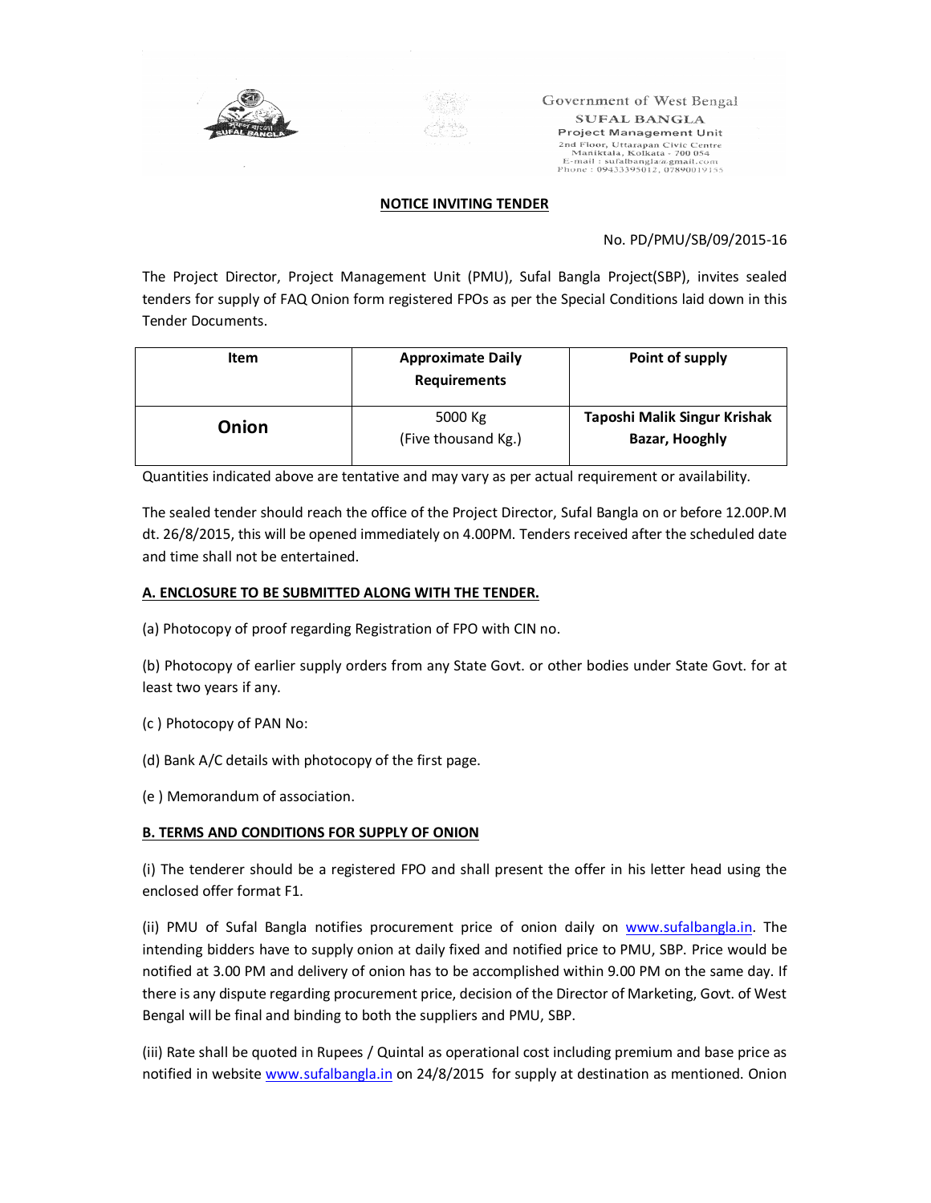Government of West Bengal
SUFAL BANGLA
Project Management Unit
2nd Floor, Uttarapan Civic Centre
Maniktala, Kolkata - 700 054
E-mail : sufalbangla@gmail.com
Phone : 09433395012, 07890019155

## NOTICE INVITING TENDER

No. PD/PMU/SB/09/2015-16

The Project Director, Project Management Unit (PMU), Sufal Bangla Project(SBP), invites sealed tenders for supply of FAQ Onion form registered FPOs as per the Special Conditions laid down in this Tender Documents.

| Item | Approximate Daily Requirements | Point of supply |
|---|---|---|
| **Onion** | 5000 Kg (Five thousand Kg.) | **Taposhi Malik Singur Krishak Bazar, Hooghly** |

Quantities indicated above are tentative and may vary as per actual requirement or availability.

The sealed tender should reach the office of the Project Director, Sufal Bangla on or before 12.00P.M dt. 26/8/2015, this will be opened immediately on 4.00PM. Tenders received after the scheduled date and time shall not be entertained.

### A. ENCLOSURE TO BE SUBMITTED ALONG WITH THE TENDER.

(a) Photocopy of proof regarding Registration of FPO with CIN no.

(b) Photocopy of earlier supply orders from any State Govt. or other bodies under State Govt. for at least two years if any.

(c ) Photocopy of PAN No:

(d) Bank A/C details with photocopy of the first page.

(e ) Memorandum of association.

### B. TERMS AND CONDITIONS FOR SUPPLY OF ONION

(i) The tenderer should be a registered FPO and shall present the offer in his letter head using the enclosed offer format F1.

(ii) PMU of Sufal Bangla notifies procurement price of onion daily on www.sufalbangla.in. The intending bidders have to supply onion at daily fixed and notified price to PMU, SBP. Price would be notified at 3.00 PM and delivery of onion has to be accomplished within 9.00 PM on the same day. If there is any dispute regarding procurement price, decision of the Director of Marketing, Govt. of West Bengal will be final and binding to both the suppliers and PMU, SBP.

(iii) Rate shall be quoted in Rupees / Quintal as operational cost including premium and base price as notified in website www.sufalbangla.in on 24/8/2015 for supply at destination as mentioned. Onion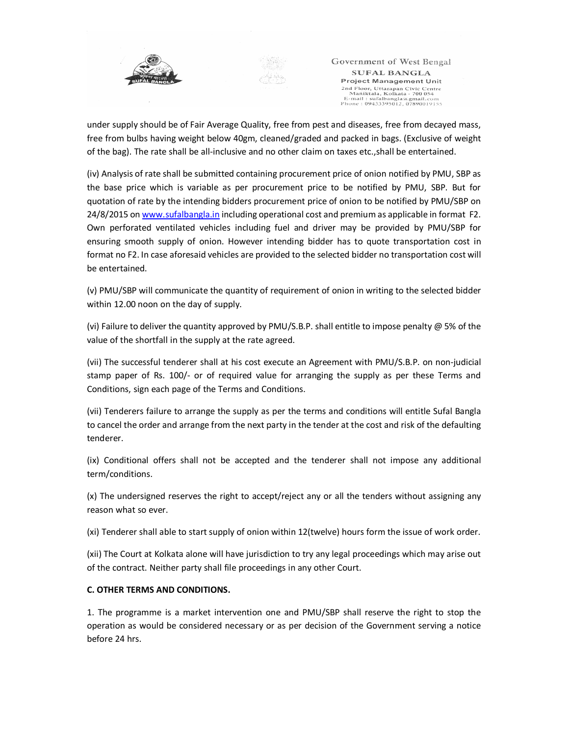under supply should be of Fair Average Quality, free from pest and diseases, free from decayed mass, free from bulbs having weight below 40gm, cleaned/graded and packed in bags. (Exclusive of weight of the bag). The rate shall be all-inclusive and no other claim on taxes etc.,shall be entertained.

(iv) Analysis of rate shall be submitted containing procurement price of onion notified by PMU, SBP as the base price which is variable as per procurement price to be notified by PMU, SBP. But for quotation of rate by the intending bidders procurement price of onion to be notified by PMU/SBP on 24/8/2015 on www.sufalbangla.in including operational cost and premium as applicable in format F2. Own perforated ventilated vehicles including fuel and driver may be provided by PMU/SBP for ensuring smooth supply of onion. However intending bidder has to quote transportation cost in format no F2. In case aforesaid vehicles are provided to the selected bidder no transportation cost will be entertained.

(v) PMU/SBP will communicate the quantity of requirement of onion in writing to the selected bidder within 12.00 noon on the day of supply.

(vi) Failure to deliver the quantity approved by PMU/S.B.P. shall entitle to impose penalty @ 5% of the value of the shortfall in the supply at the rate agreed.

(vii) The successful tenderer shall at his cost execute an Agreement with PMU/S.B.P. on non-judicial stamp paper of Rs. 100/- or of required value for arranging the supply as per these Terms and Conditions, sign each page of the Terms and Conditions.

(vii) Tenderers failure to arrange the supply as per the terms and conditions will entitle Sufal Bangla to cancel the order and arrange from the next party in the tender at the cost and risk of the defaulting tenderer.

(ix) Conditional offers shall not be accepted and the tenderer shall not impose any additional term/conditions.

(x) The undersigned reserves the right to accept/reject any or all the tenders without assigning any reason what so ever.

(xi) Tenderer shall able to start supply of onion within 12(twelve) hours form the issue of work order.

(xii) The Court at Kolkata alone will have jurisdiction to try any legal proceedings which may arise out of the contract. Neither party shall file proceedings in any other Court.

**C. OTHER TERMS AND CONDITIONS.**

1. The programme is a market intervention one and PMU/SBP shall reserve the right to stop the operation as would be considered necessary or as per decision of the Government serving a notice before 24 hrs.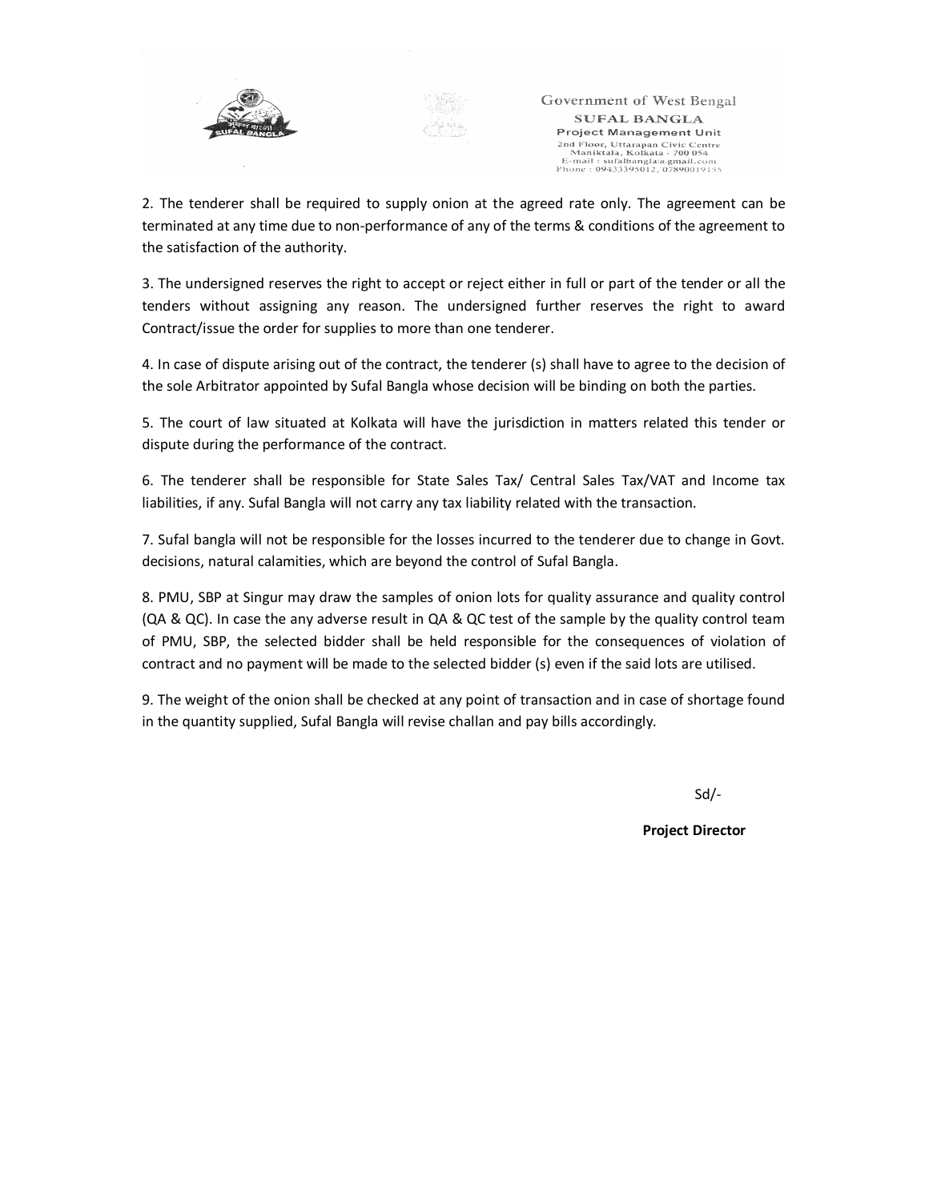2. The tenderer shall be required to supply onion at the agreed rate only. The agreement can be terminated at any time due to non-performance of any of the terms & conditions of the agreement to the satisfaction of the authority.

3. The undersigned reserves the right to accept or reject either in full or part of the tender or all the tenders without assigning any reason. The undersigned further reserves the right to award Contract/issue the order for supplies to more than one tenderer.

4. In case of dispute arising out of the contract, the tenderer (s) shall have to agree to the decision of the sole Arbitrator appointed by Sufal Bangla whose decision will be binding on both the parties.

5. The court of law situated at Kolkata will have the jurisdiction in matters related this tender or dispute during the performance of the contract.

6. The tenderer shall be responsible for State Sales Tax/ Central Sales Tax/VAT and Income tax liabilities, if any. Sufal Bangla will not carry any tax liability related with the transaction.

7. Sufal bangla will not be responsible for the losses incurred to the tenderer due to change in Govt. decisions, natural calamities, which are beyond the control of Sufal Bangla.

8. PMU, SBP at Singur may draw the samples of onion lots for quality assurance and quality control (QA & QC). In case the any adverse result in QA & QC test of the sample by the quality control team of PMU, SBP, the selected bidder shall be held responsible for the consequences of violation of contract and no payment will be made to the selected bidder (s) even if the said lots are utilised.

9. The weight of the onion shall be checked at any point of transaction and in case of shortage found in the quantity supplied, Sufal Bangla will revise challan and pay bills accordingly.

Sd/-

**Project Director**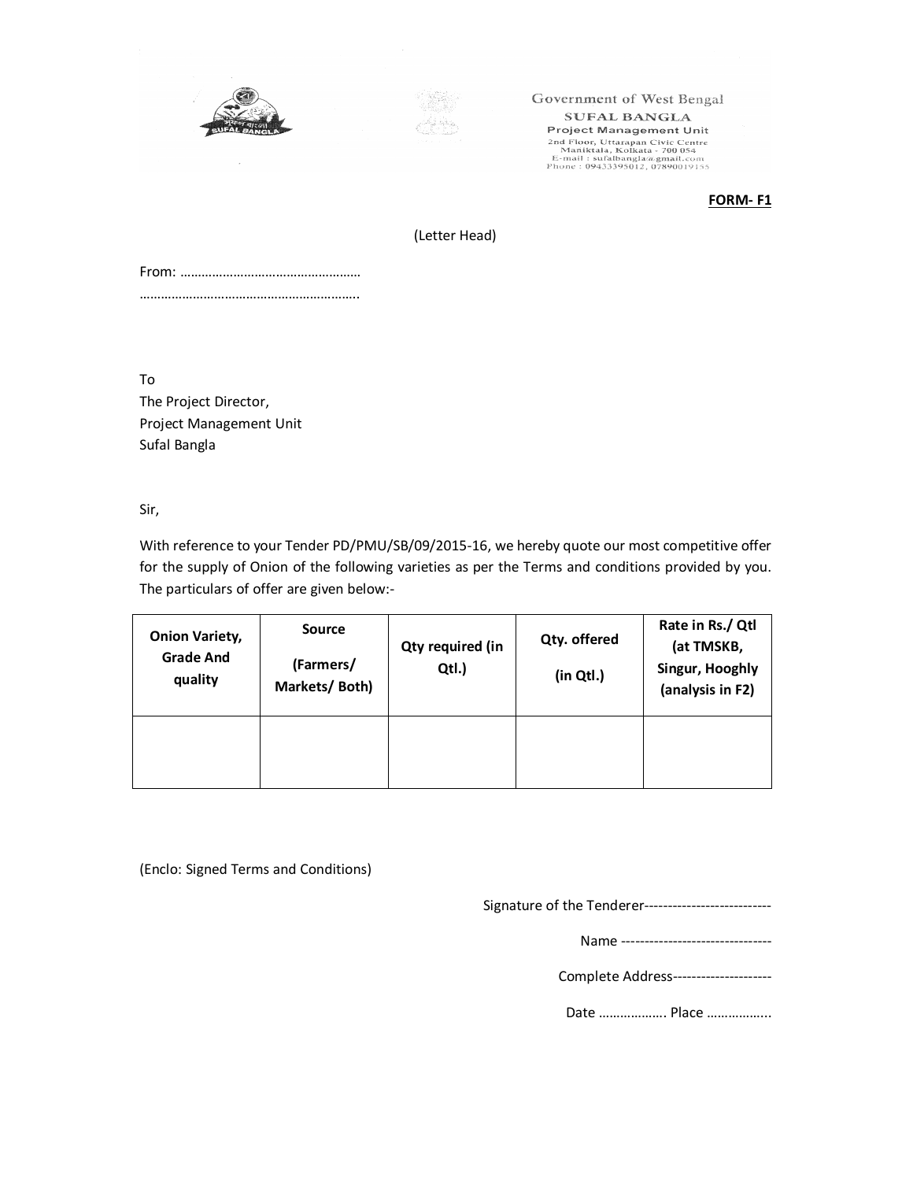Government of West Bengal
SUFAL BANGLA
Project Management Unit
2nd Floor, Uttarapan Civic Centre
Maniktala, Kolkata - 700 054
E-mail : sufalbangla@gmail.com
Phone : 09433395012, 07890019155

**FORM- F1**

(Letter Head)

From: ……………………………………………
…………………………………………………….

To
The Project Director,
Project Management Unit
Sufal Bangla

Sir,

With reference to your Tender PD/PMU/SB/09/2015-16, we hereby quote our most competitive offer for the supply of Onion of the following varieties as per the Terms and conditions provided by you. The particulars of offer are given below:-

| Onion Variety, Grade And quality | Source (Farmers/ Markets/ Both) | Qty required (in Qtl.) | Qty. offered (in Qtl.) | Rate in Rs./ Qtl (at TMSKB, Singur, Hooghly (analysis in F2) |
|---|---|---|---|---|
| | | | | |

(Enclo: Signed Terms and Conditions)

Signature of the Tenderer--------------------------

Name -------------------------------

Complete Address--------------------

Date ………………. Place ……………..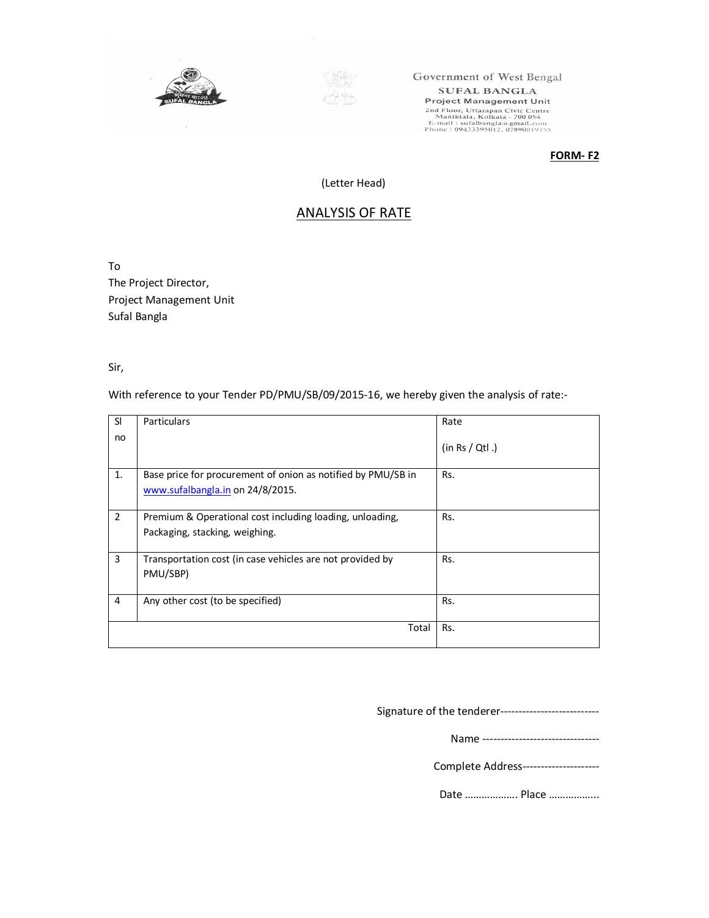Government of West Bengal
SUFAL BANGLA
Project Management Unit
2nd Floor, Uttarapan Civic Centre
Maniktala, Kolkata - 700 054
E-mail : sufalbangla@gmail.com
Phone : 09433395012, 07890019155

**FORM- F2**

(Letter Head)

# ANALYSIS OF RATE

To
The Project Director,
Project Management Unit
Sufal Bangla

Sir,

With reference to your Tender PD/PMU/SB/09/2015-16, we hereby given the analysis of rate:-

| Sl no | Particulars | Rate (in Rs / Qtl .) |
|---|---|---|
| 1. | Base price for procurement of onion as notified by PMU/SB in www.sufalbangla.in on 24/8/2015. | Rs. |
| 2 | Premium & Operational cost including loading, unloading, Packaging, stacking, weighing. | Rs. |
| 3 | Transportation cost (in case vehicles are not provided by PMU/SBP) | Rs. |
| 4 | Any other cost (to be specified) | Rs. |
| | Total | Rs. |

Signature of the tenderer---------------------------

Name --------------------------------

Complete Address---------------------

Date ………………. Place ……………..